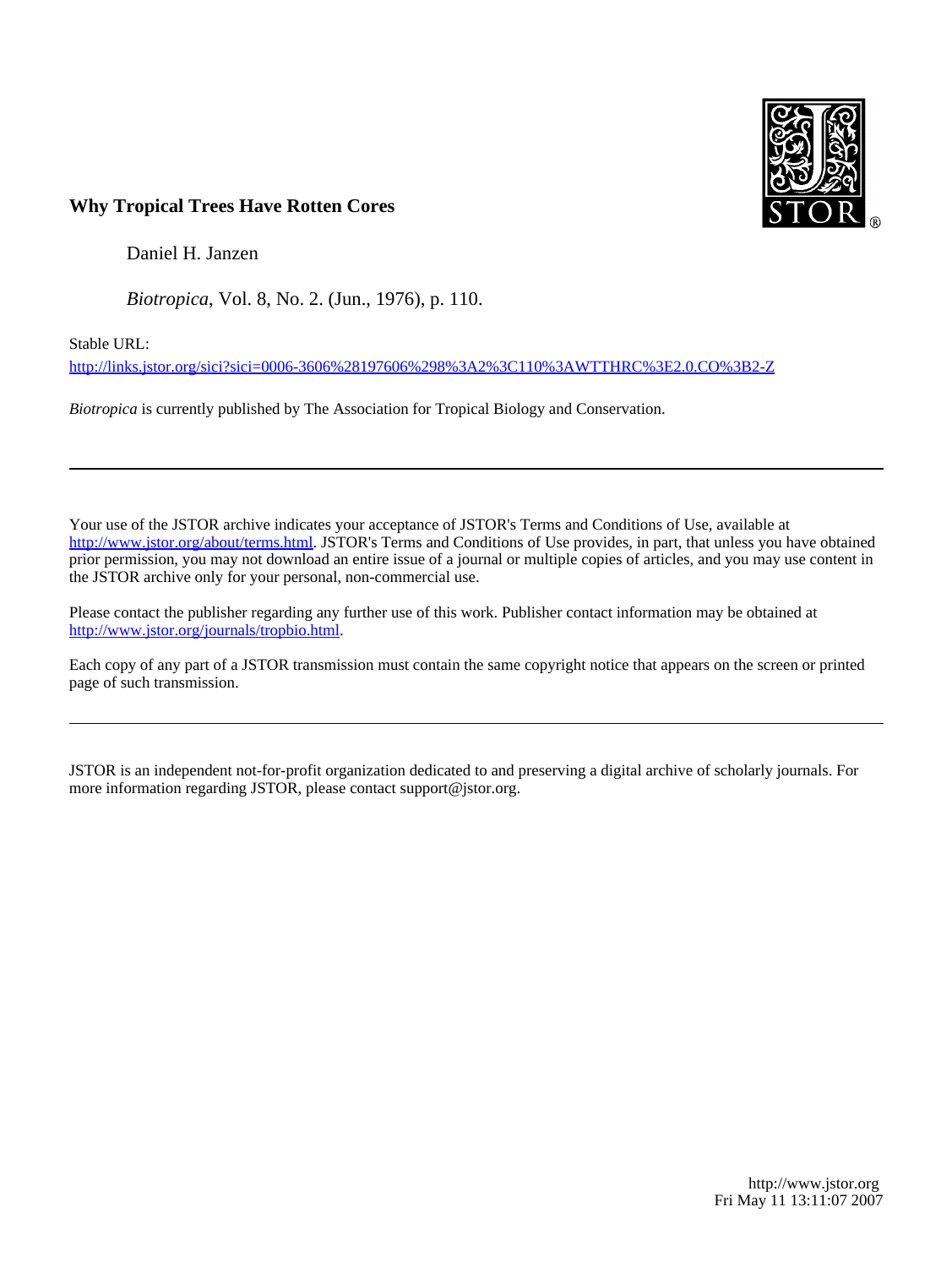**Why Tropical Trees Have Rotten Cores**

Daniel H. Janzen

*Biotropica*, Vol. 8, No. 2. (Jun., 1976), p. 110.

Stable URL:

http://links.jstor.org/sici?sici=0006-3606%28197606%298%3A2%3C110%3AWTTHRC%3E2.0.CO%3B2-Z

*Biotropica* is currently published by The Association for Tropical Biology and Conservation.

---

Your use of the JSTOR archive indicates your acceptance of JSTOR's Terms and Conditions of Use, available at http://www.jstor.org/about/terms.html. JSTOR's Terms and Conditions of Use provides, in part, that unless you have obtained prior permission, you may not download an entire issue of a journal or multiple copies of articles, and you may use content in the JSTOR archive only for your personal, non-commercial use.

Please contact the publisher regarding any further use of this work. Publisher contact information may be obtained at http://www.jstor.org/journals/tropbio.html.

Each copy of any part of a JSTOR transmission must contain the same copyright notice that appears on the screen or printed page of such transmission.

---

JSTOR is an independent not-for-profit organization dedicated to and preserving a digital archive of scholarly journals. For more information regarding JSTOR, please contact support@jstor.org.

http://www.jstor.org
Fri May 11 13:11:07 2007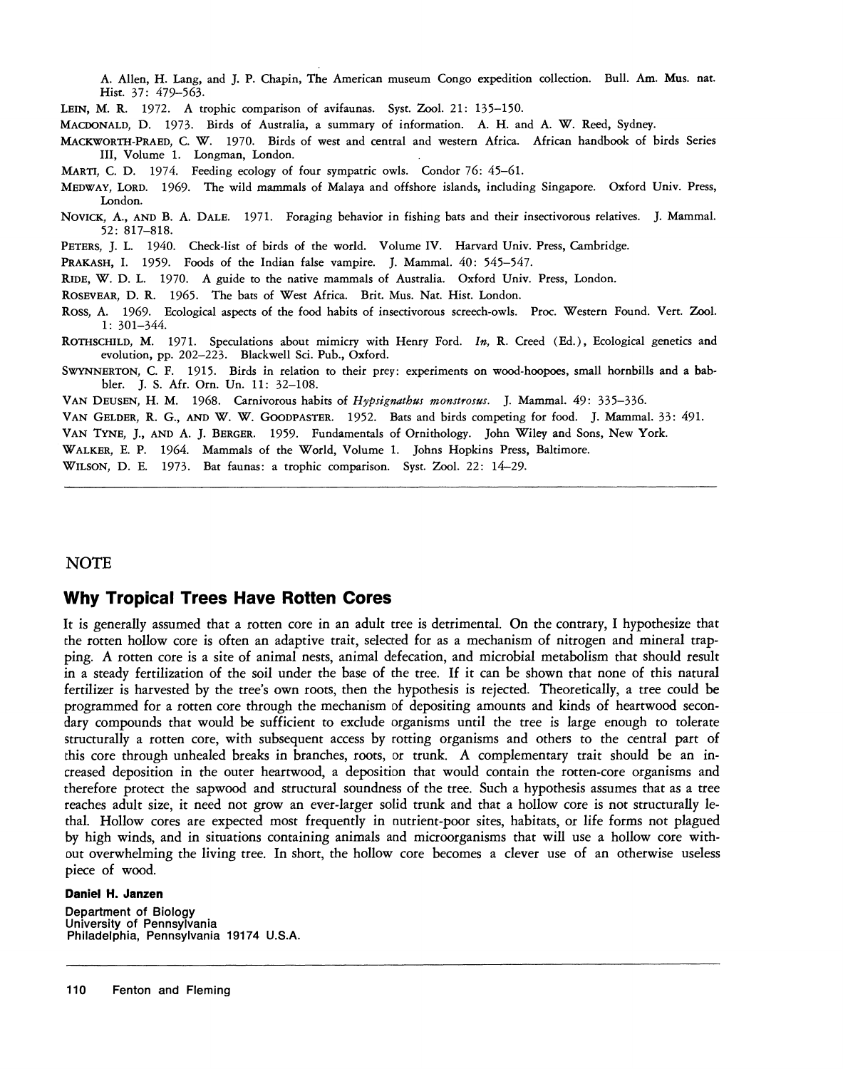A. Allen, H. Lang, and J. P. Chapin, The American museum Congo expedition collection. Bull. Am. Mus. nat. Hist. 37: 479–563.

LEIN, M. R. 1972. A trophic comparison of avifaunas. Syst. Zool. 21: 135–150.

MACDONALD, D. 1973. Birds of Australia, a summary of information. A. H. and A. W. Reed, Sydney.

MACKWORTH-PRAED, C. W. 1970. Birds of west and central and western Africa. African handbook of birds Series III, Volume 1. Longman, London.

MARTI, C. D. 1974. Feeding ecology of four sympatric owls. Condor 76: 45–61.

MEDWAY, LORD. 1969. The wild mammals of Malaya and offshore islands, including Singapore. Oxford Univ. Press, London.

NOVICK, A., AND B. A. DALE. 1971. Foraging behavior in fishing bats and their insectivorous relatives. J. Mammal. 52: 817–818.

PETERS, J. L. 1940. Check-list of birds of the world. Volume IV. Harvard Univ. Press, Cambridge.

PRAKASH, I. 1959. Foods of the Indian false vampire. J. Mammal. 40: 545–547.

RIDE, W. D. L. 1970. A guide to the native mammals of Australia. Oxford Univ. Press, London.

ROSEVEAR, D. R. 1965. The bats of West Africa. Brit. Mus. Nat. Hist. London.

ROSS, A. 1969. Ecological aspects of the food habits of insectivorous screech-owls. Proc. Western Found. Vert. Zool. 1: 301–344.

ROTHSCHILD, M. 1971. Speculations about mimicry with Henry Ford. *In*, R. Creed (Ed.), Ecological genetics and evolution, pp. 202–223. Blackwell Sci. Pub., Oxford.

SWYNNERTON, C. F. 1915. Birds in relation to their prey: experiments on wood-hoopoes, small hornbills and a babbler. J. S. Afr. Orn. Un. 11: 32–108.

VAN DEUSEN, H. M. 1968. Carnivorous habits of *Hypsignathus monstrosus*. J. Mammal. 49: 335–336.

VAN GELDER, R. G., AND W. W. GOODPASTER. 1952. Bats and birds competing for food. J. Mammal. 33: 491.

VAN TYNE, J., AND A. J. BERGER. 1959. Fundamentals of Ornithology. John Wiley and Sons, New York.

WALKER, E. P. 1964. Mammals of the World, Volume 1. Johns Hopkins Press, Baltimore.

WILSON, D. E. 1973. Bat faunas: a trophic comparison. Syst. Zool. 22: 14–29.

---

NOTE

## Why Tropical Trees Have Rotten Cores

It is generally assumed that a rotten core in an adult tree is detrimental. On the contrary, I hypothesize that the rotten hollow core is often an adaptive trait, selected for as a mechanism of nitrogen and mineral trapping. A rotten core is a site of animal nests, animal defecation, and microbial metabolism that should result in a steady fertilization of the soil under the base of the tree. If it can be shown that none of this natural fertilizer is harvested by the tree's own roots, then the hypothesis is rejected. Theoretically, a tree could be programmed for a rotten core through the mechanism of depositing amounts and kinds of heartwood secondary compounds that would be sufficient to exclude organisms until the tree is large enough to tolerate structurally a rotten core, with subsequent access by rotting organisms and others to the central part of this core through unhealed breaks in branches, roots, or trunk. A complementary trait should be an increased deposition in the outer heartwood, a deposition that would contain the rotten-core organisms and therefore protect the sapwood and structural soundness of the tree. Such a hypothesis assumes that as a tree reaches adult size, it need not grow an ever-larger solid trunk and that a hollow core is not structurally lethal. Hollow cores are expected most frequently in nutrient-poor sites, habitats, or life forms not plagued by high winds, and in situations containing animals and microorganisms that will use a hollow core without overwhelming the living tree. In short, the hollow core becomes a clever use of an otherwise useless piece of wood.

**Daniel H. Janzen**

Department of Biology
University of Pennsylvania
Philadelphia, Pennsylvania 19174 U.S.A.